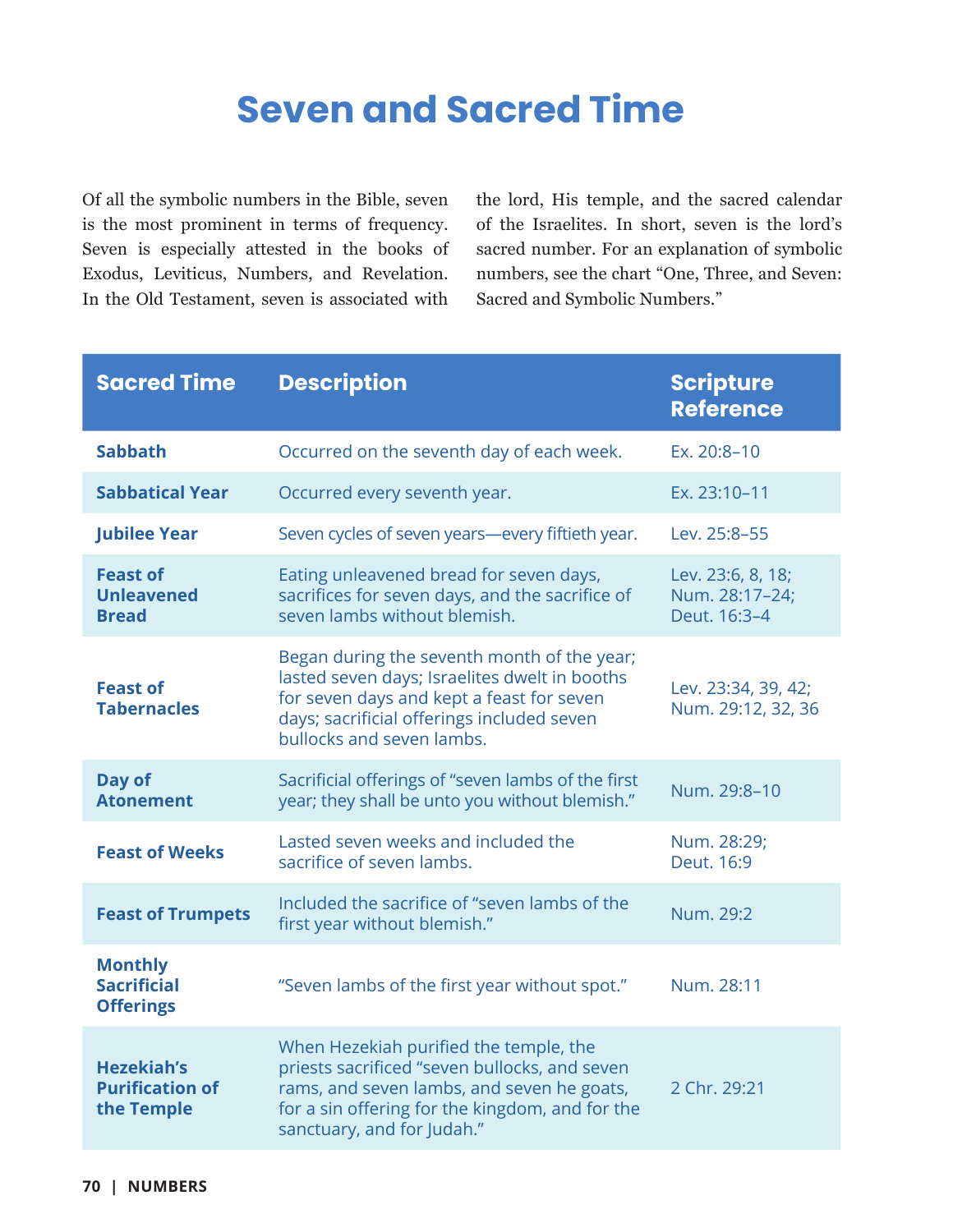# Seven and Sacred Time

Of all the symbolic numbers in the Bible, seven is the most prominent in terms of frequency. Seven is especially attested in the books of Exodus, Leviticus, Numbers, and Revelation. In the Old Testament, seven is associated with the lord, His temple, and the sacred calendar of the Israelites. In short, seven is the lord's sacred number. For an explanation of symbolic numbers, see the chart "One, Three, and Seven: Sacred and Symbolic Numbers."

| Sacred Time | Description | Scripture Reference |
|---|---|---|
| **Sabbath** | Occurred on the seventh day of each week. | Ex. 20:8–10 |
| **Sabbatical Year** | Occurred every seventh year. | Ex. 23:10–11 |
| **Jubilee Year** | Seven cycles of seven years—every fiftieth year. | Lev. 25:8–55 |
| **Feast of Unleavened Bread** | Eating unleavened bread for seven days, sacrifices for seven days, and the sacrifice of seven lambs without blemish. | Lev. 23:6, 8, 18; Num. 28:17–24; Deut. 16:3–4 |
| **Feast of Tabernacles** | Began during the seventh month of the year; lasted seven days; Israelites dwelt in booths for seven days and kept a feast for seven days; sacrificial offerings included seven bullocks and seven lambs. | Lev. 23:34, 39, 42; Num. 29:12, 32, 36 |
| **Day of Atonement** | Sacrificial offerings of "seven lambs of the first year; they shall be unto you without blemish." | Num. 29:8–10 |
| **Feast of Weeks** | Lasted seven weeks and included the sacrifice of seven lambs. | Num. 28:29; Deut. 16:9 |
| **Feast of Trumpets** | Included the sacrifice of "seven lambs of the first year without blemish." | Num. 29:2 |
| **Monthly Sacrificial Offerings** | "Seven lambs of the first year without spot." | Num. 28:11 |
| **Hezekiah's Purification of the Temple** | When Hezekiah purified the temple, the priests sacrificed "seven bullocks, and seven rams, and seven lambs, and seven he goats, for a sin offering for the kingdom, and for the sanctuary, and for Judah." | 2 Chr. 29:21 |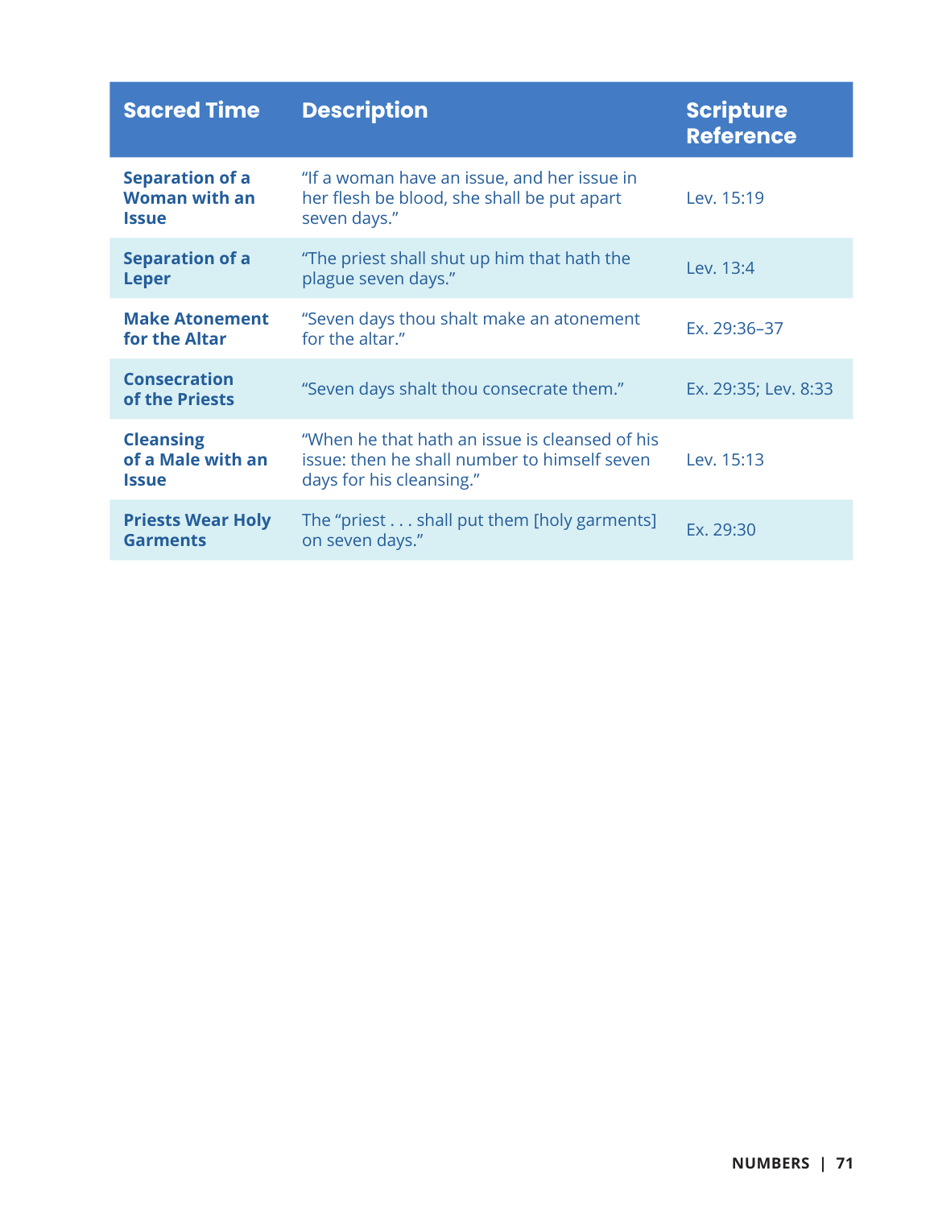| Sacred Time | Description | Scripture Reference |
|---|---|---|
| **Separation of a Woman with an Issue** | "If a woman have an issue, and her issue in her flesh be blood, she shall be put apart seven days." | Lev. 15:19 |
| **Separation of a Leper** | "The priest shall shut up him that hath the plague seven days." | Lev. 13:4 |
| **Make Atonement for the Altar** | "Seven days thou shalt make an atonement for the altar." | Ex. 29:36–37 |
| **Consecration of the Priests** | "Seven days shalt thou consecrate them." | Ex. 29:35; Lev. 8:33 |
| **Cleansing of a Male with an Issue** | "When he that hath an issue is cleansed of his issue: then he shall number to himself seven days for his cleansing." | Lev. 15:13 |
| **Priests Wear Holy Garments** | The "priest . . . shall put them [holy garments] on seven days." | Ex. 29:30 |